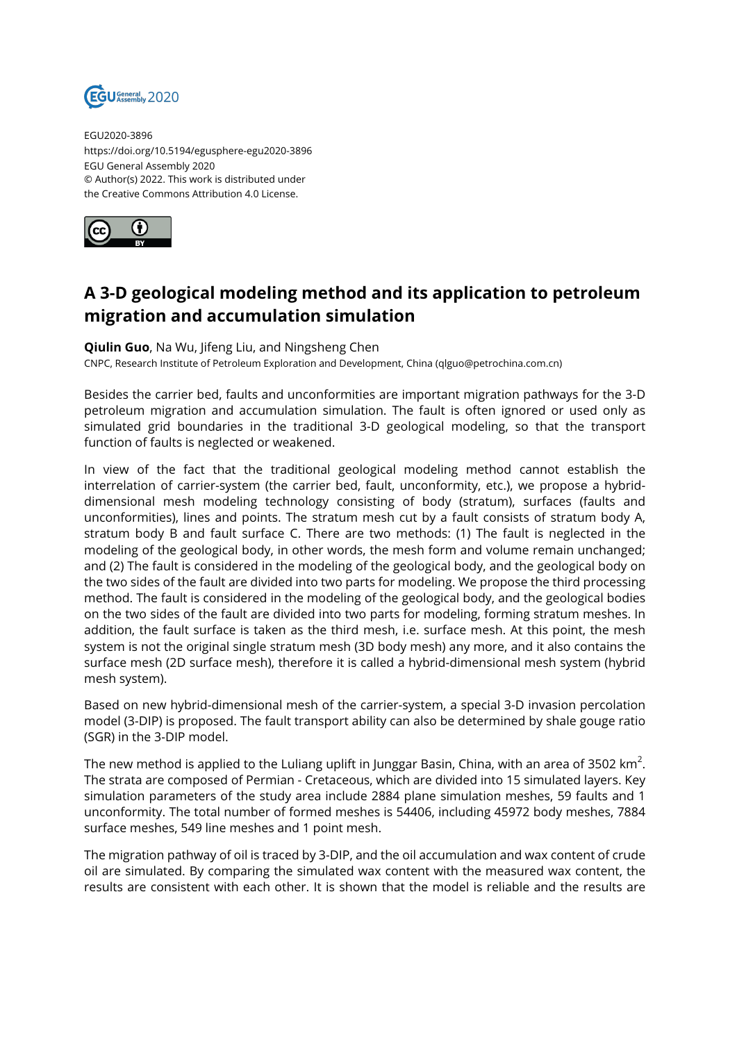EGU2020-3896
https://doi.org/10.5194/egusphere-egu2020-3896
EGU General Assembly 2020
© Author(s) 2022. This work is distributed under
the Creative Commons Attribution 4.0 License.

# A 3-D geological modeling method and its application to petroleum migration and accumulation simulation

**Qiulin Guo**, Na Wu, Jifeng Liu, and Ningsheng Chen

CNPC, Research Institute of Petroleum Exploration and Development, China (qlguo@petrochina.com.cn)

Besides the carrier bed, faults and unconformities are important migration pathways for the 3-D petroleum migration and accumulation simulation. The fault is often ignored or used only as simulated grid boundaries in the traditional 3-D geological modeling, so that the transport function of faults is neglected or weakened.

In view of the fact that the traditional geological modeling method cannot establish the interrelation of carrier-system (the carrier bed, fault, unconformity, etc.), we propose a hybrid-dimensional mesh modeling technology consisting of body (stratum), surfaces (faults and unconformities), lines and points. The stratum mesh cut by a fault consists of stratum body A, stratum body B and fault surface C. There are two methods: (1) The fault is neglected in the modeling of the geological body, in other words, the mesh form and volume remain unchanged; and (2) The fault is considered in the modeling of the geological body, and the geological body on the two sides of the fault are divided into two parts for modeling. We propose the third processing method. The fault is considered in the modeling of the geological body, and the geological bodies on the two sides of the fault are divided into two parts for modeling, forming stratum meshes. In addition, the fault surface is taken as the third mesh, i.e. surface mesh. At this point, the mesh system is not the original single stratum mesh (3D body mesh) any more, and it also contains the surface mesh (2D surface mesh), therefore it is called a hybrid-dimensional mesh system (hybrid mesh system).

Based on new hybrid-dimensional mesh of the carrier-system, a special 3-D invasion percolation model (3-DIP) is proposed. The fault transport ability can also be determined by shale gouge ratio (SGR) in the 3-DIP model.

The new method is applied to the Luliang uplift in Junggar Basin, China, with an area of 3502 $km^2$. The strata are composed of Permian - Cretaceous, which are divided into 15 simulated layers. Key simulation parameters of the study area include 2884 plane simulation meshes, 59 faults and 1 unconformity. The total number of formed meshes is 54406, including 45972 body meshes, 7884 surface meshes, 549 line meshes and 1 point mesh.

The migration pathway of oil is traced by 3-DIP, and the oil accumulation and wax content of crude oil are simulated. By comparing the simulated wax content with the measured wax content, the results are consistent with each other. It is shown that the model is reliable and the results are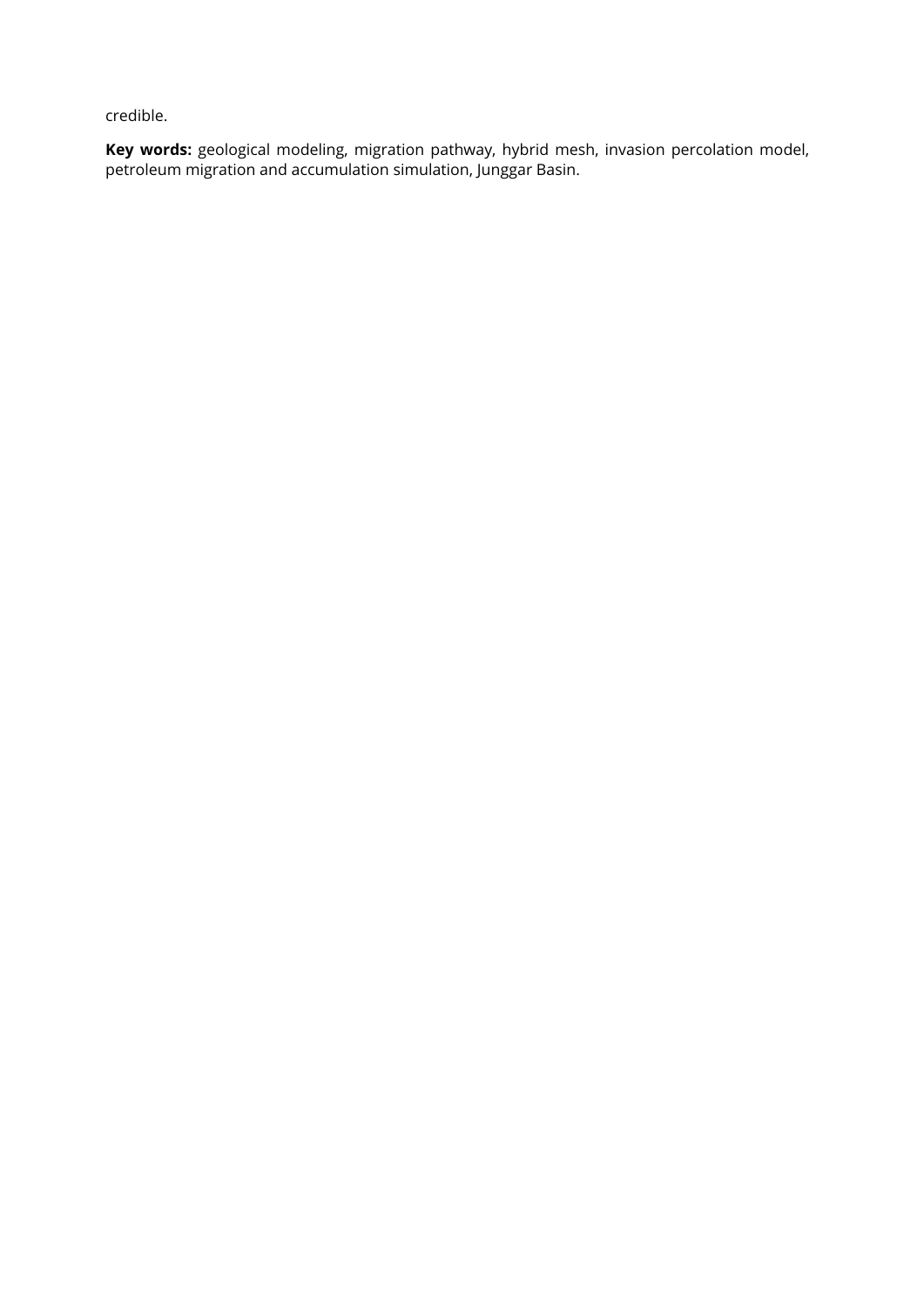credible.

**Key words:** geological modeling, migration pathway, hybrid mesh, invasion percolation model, petroleum migration and accumulation simulation, Junggar Basin.